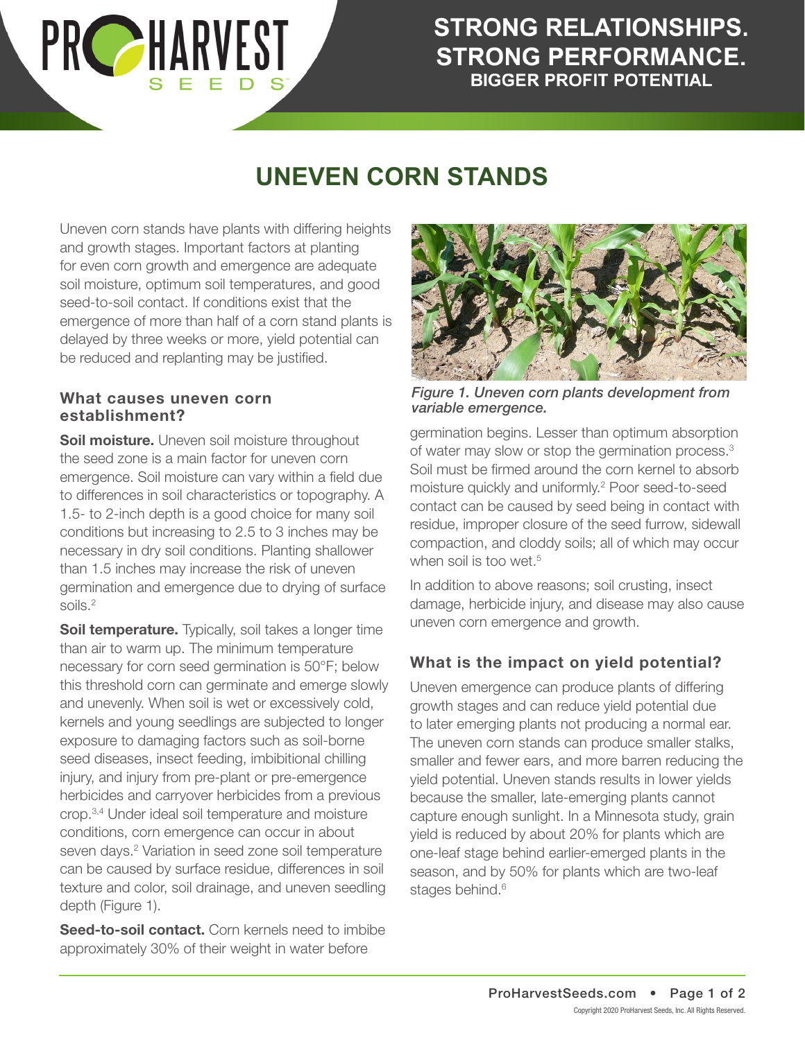# UNEVEN CORN STANDS

Uneven corn stands have plants with differing heights and growth stages. Important factors at planting for even corn growth and emergence are adequate soil moisture, optimum soil temperatures, and good seed-to-soil contact. If conditions exist that the emergence of more than half of a corn stand plants is delayed by three weeks or more, yield potential can be reduced and replanting may be justified.

### What causes uneven corn establishment?

**Soil moisture.** Uneven soil moisture throughout the seed zone is a main factor for uneven corn emergence. Soil moisture can vary within a field due to differences in soil characteristics or topography. A 1.5- to 2-inch depth is a good choice for many soil conditions but increasing to 2.5 to 3 inches may be necessary in dry soil conditions. Planting shallower than 1.5 inches may increase the risk of uneven germination and emergence due to drying of surface soils.[2]

**Soil temperature.** Typically, soil takes a longer time than air to warm up. The minimum temperature necessary for corn seed germination is 50°F; below this threshold corn can germinate and emerge slowly and unevenly. When soil is wet or excessively cold, kernels and young seedlings are subjected to longer exposure to damaging factors such as soil-borne seed diseases, insect feeding, imbibitional chilling injury, and injury from pre-plant or pre-emergence herbicides and carryover herbicides from a previous crop.[3,4] Under ideal soil temperature and moisture conditions, corn emergence can occur in about seven days.[2] Variation in seed zone soil temperature can be caused by surface residue, differences in soil texture and color, soil drainage, and uneven seedling depth (Figure 1).

*Figure 1. Uneven corn plants development from variable emergence.*

**Seed-to-soil contact.** Corn kernels need to imbibe approximately 30% of their weight in water before germination begins. Lesser than optimum absorption of water may slow or stop the germination process.[3] Soil must be firmed around the corn kernel to absorb moisture quickly and uniformly.[2] Poor seed-to-seed contact can be caused by seed being in contact with residue, improper closure of the seed furrow, sidewall compaction, and cloddy soils; all of which may occur when soil is too wet.[5]

In addition to above reasons; soil crusting, insect damage, herbicide injury, and disease may also cause uneven corn emergence and growth.

### What is the impact on yield potential?

Uneven emergence can produce plants of differing growth stages and can reduce yield potential due to later emerging plants not producing a normal ear. The uneven corn stands can produce smaller stalks, smaller and fewer ears, and more barren reducing the yield potential. Uneven stands results in lower yields because the smaller, late-emerging plants cannot capture enough sunlight. In a Minnesota study, grain yield is reduced by about 20% for plants which are one-leaf stage behind earlier-emerged plants in the season, and by 50% for plants which are two-leaf stages behind.[6]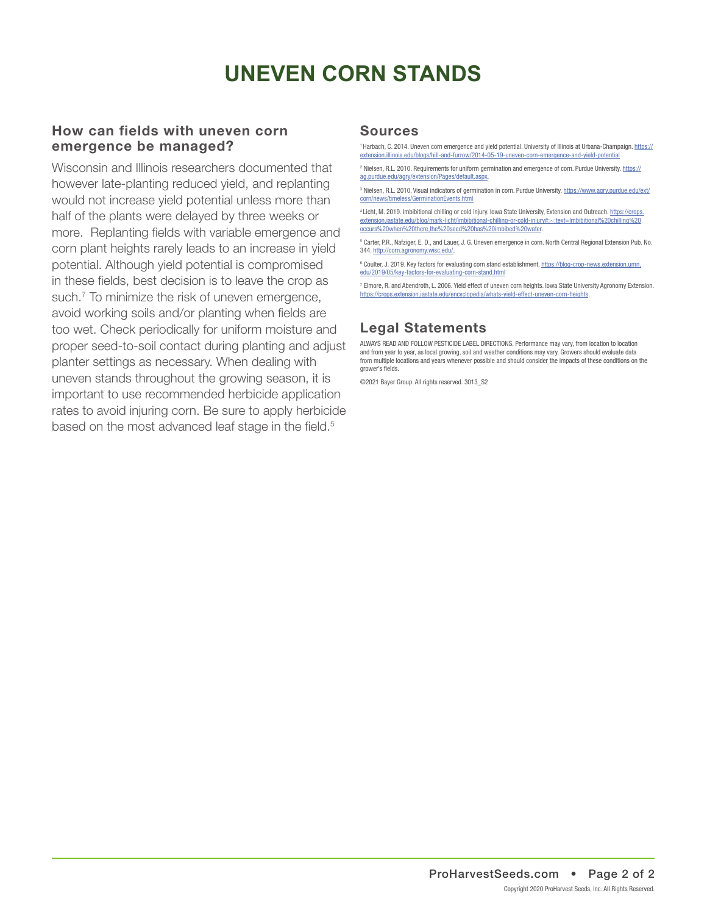// Title and left column
# UNEVEN CORN STANDS

## How can fields with uneven corn emergence be managed?

Wisconsin and Illinois researchers documented that however late-planting reduced yield, and replanting would not increase yield potential unless more than half of the plants were delayed by three weeks or more. Replanting fields with variable emergence and corn plant heights rarely leads to an increase in yield potential. Although yield potential is compromised in these fields, best decision is to leave the crop as such.[7] To minimize the risk of uneven emergence, avoid working soils and/or planting when fields are too wet. Check periodically for uniform moisture and proper seed-to-soil contact during planting and adjust planter settings as necessary. When dealing with uneven stands throughout the growing season, it is important to use recommended herbicide application rates to avoid injuring corn. Be sure to apply herbicide based on the most advanced leaf stage in the field.[5]

## Sources

[1] Harbach, C. 2014. Uneven corn emergence and yield potential. University of Illinois at Urbana-Champaign. https://extension.illinois.edu/blogs/hill-and-furrow/2014-05-19-uneven-corn-emergence-and-yield-potential

[2] Nielsen, R.L. 2010. Requirements for uniform germination and emergence of corn. Purdue University. https://ag.purdue.edu/agry/extension/Pages/default.aspx.

[3] Nielsen, R.L. 2010. Visual indicators of germination in corn. Purdue University. https://www.agry.purdue.edu/ext/corn/news/timeless/GerminationEvents.html

[4] Licht, M. 2019. Imbibitional chilling or cold injury. Iowa State University, Extension and Outreach. https://crops.extension.iastate.edu/blog/mark-licht/imbibitional-chilling-or-cold-injury#:~:text=Imbibitional%20chilling%20occurs%20when%20there.the%20seed%20has%20imbibed%20water.

[5] Carter, P.R., Nafziger, E. D., and Lauer, J. G. Uneven emergence in corn. North Central Regional Extension Pub. No. 344. http://corn.agronomy.wisc.edu/.

[6] Coulter, J. 2019. Key factors for evaluating corn stand establishment. https://blog-crop-news.extension.umn.edu/2019/05/key-factors-for-evaluating-corn-stand.html

[7] Elmore, R. and Abendroth, L. 2006. Yield effect of uneven corn heights. Iowa State University Agronomy Extension. https://crops.extension.iastate.edu/encyclopedia/whats-yield-effect-uneven-corn-heights.

## Legal Statements

ALWAYS READ AND FOLLOW PESTICIDE LABEL DIRECTIONS. Performance may vary, from location to location and from year to year, as local growing, soil and weather conditions may vary. Growers should evaluate data from multiple locations and years whenever possible and should consider the impacts of these conditions on the grower's fields.

©2021 Bayer Group. All rights reserved. 3013_S2